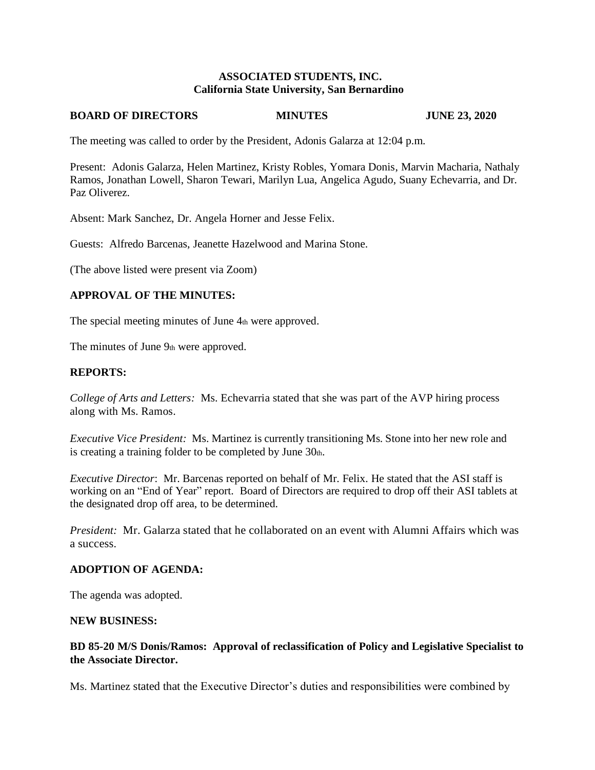**ASSOCIATED STUDENTS, INC.**
**California State University, San Bernardino**

**BOARD OF DIRECTORS MINUTES JUNE 23, 2020**

The meeting was called to order by the President, Adonis Galarza at 12:04 p.m.

Present: Adonis Galarza, Helen Martinez, Kristy Robles, Yomara Donis, Marvin Macharia, Nathaly Ramos, Jonathan Lowell, Sharon Tewari, Marilyn Lua, Angelica Agudo, Suany Echevarria, and Dr. Paz Oliverez.

Absent: Mark Sanchez, Dr. Angela Horner and Jesse Felix.

Guests: Alfredo Barcenas, Jeanette Hazelwood and Marina Stone.

(The above listed were present via Zoom)

## APPROVAL OF THE MINUTES:

The special meeting minutes of June 4th were approved.

The minutes of June 9th were approved.

## REPORTS:

*College of Arts and Letters:* Ms. Echevarria stated that she was part of the AVP hiring process along with Ms. Ramos.

*Executive Vice President:* Ms. Martinez is currently transitioning Ms. Stone into her new role and is creating a training folder to be completed by June 30th.

*Executive Director*: Mr. Barcenas reported on behalf of Mr. Felix. He stated that the ASI staff is working on an "End of Year" report. Board of Directors are required to drop off their ASI tablets at the designated drop off area, to be determined.

*President:* Mr. Galarza stated that he collaborated on an event with Alumni Affairs which was a success.

## ADOPTION OF AGENDA:

The agenda was adopted.

## NEW BUSINESS:

**BD 85-20 M/S Donis/Ramos: Approval of reclassification of Policy and Legislative Specialist to the Associate Director.**

Ms. Martinez stated that the Executive Director's duties and responsibilities were combined by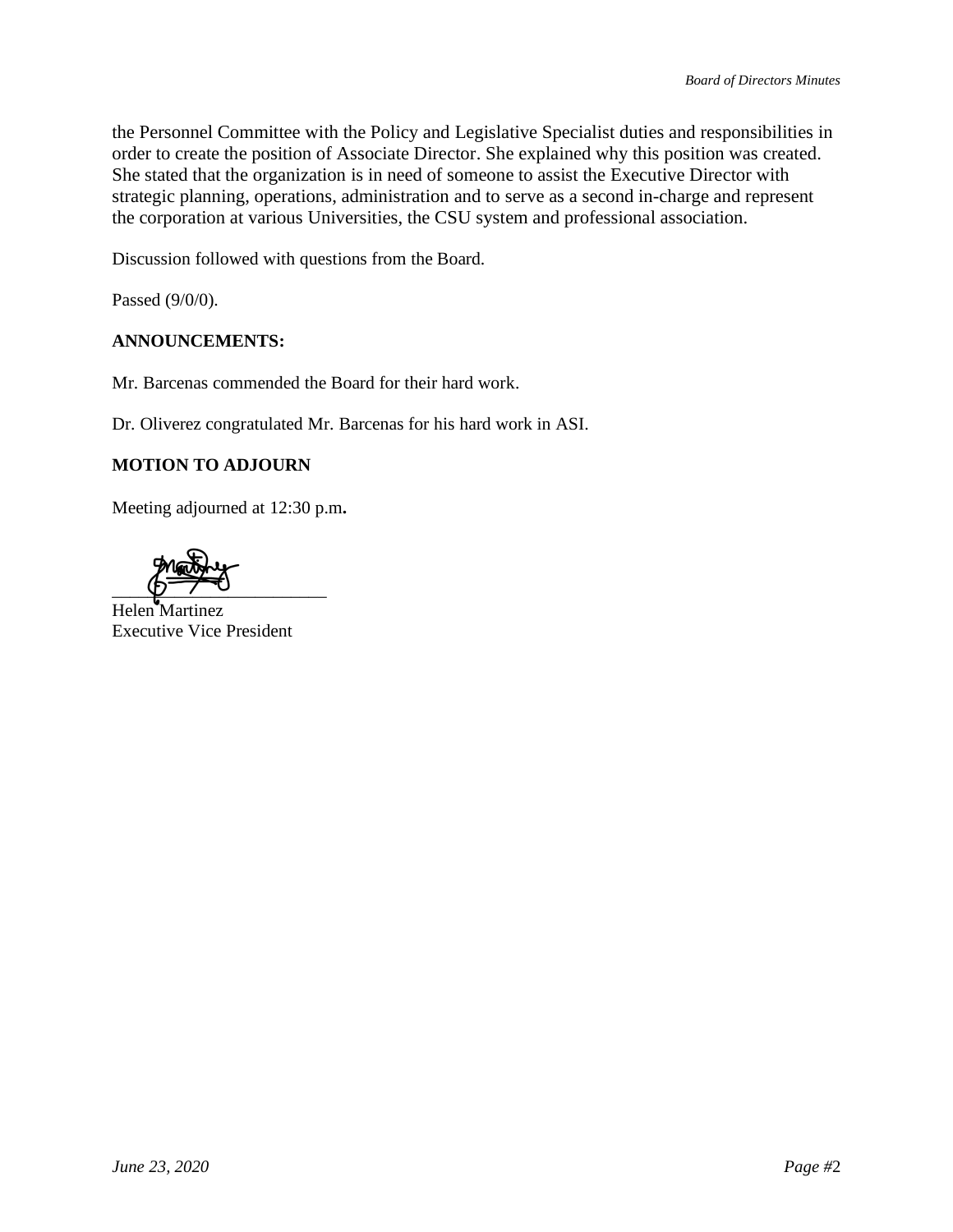the Personnel Committee with the Policy and Legislative Specialist duties and responsibilities in order to create the position of Associate Director. She explained why this position was created. She stated that the organization is in need of someone to assist the Executive Director with strategic planning, operations, administration and to serve as a second in-charge and represent the corporation at various Universities, the CSU system and professional association.

Discussion followed with questions from the Board.

Passed (9/0/0).

**ANNOUNCEMENTS:**

Mr. Barcenas commended the Board for their hard work.

Dr. Oliverez congratulated Mr. Barcenas for his hard work in ASI.

**MOTION TO ADJOURN**

Meeting adjourned at 12:30 p.m**.**

________________________

Helen Martinez
Executive Vice President